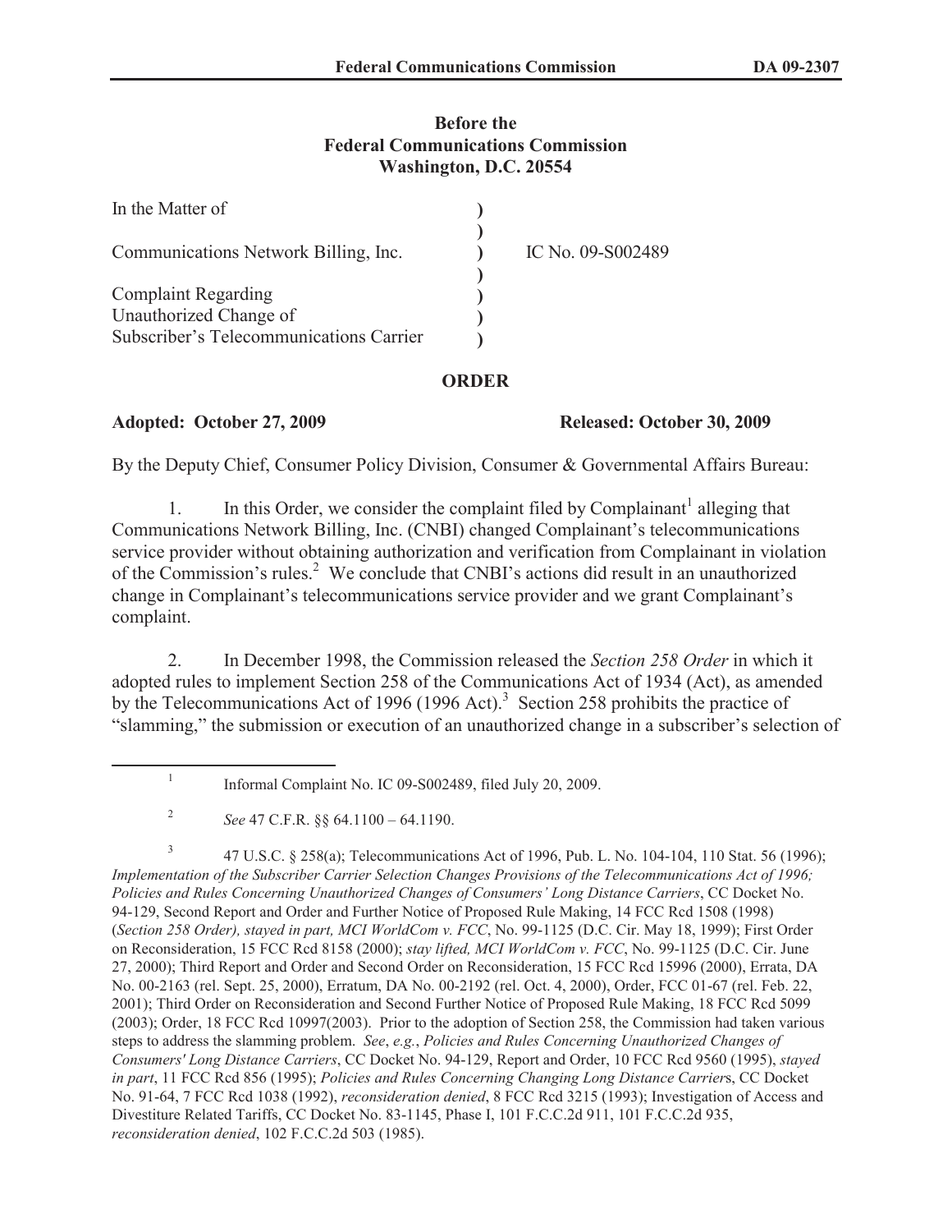**Before the**
**Federal Communications Commission**
**Washington, D.C. 20554**

| | | |
|---|---|---|
| In the Matter of | ) | |
| | ) | |
| Communications Network Billing, Inc. | ) | IC No. 09-S002489 |
| | ) | |
| Complaint Regarding | ) | |
| Unauthorized Change of | ) | |
| Subscriber's Telecommunications Carrier | ) | |

## ORDER

**Adopted: October 27, 2009** **Released: October 30, 2009**

By the Deputy Chief, Consumer Policy Division, Consumer & Governmental Affairs Bureau:

1. In this Order, we consider the complaint filed by Complainant[1] alleging that Communications Network Billing, Inc. (CNBI) changed Complainant's telecommunications service provider without obtaining authorization and verification from Complainant in violation of the Commission's rules.[2] We conclude that CNBI's actions did result in an unauthorized change in Complainant's telecommunications service provider and we grant Complainant's complaint.

2. In December 1998, the Commission released the *Section 258 Order* in which it adopted rules to implement Section 258 of the Communications Act of 1934 (Act), as amended by the Telecommunications Act of 1996 (1996 Act).[3] Section 258 prohibits the practice of "slamming," the submission or execution of an unauthorized change in a subscriber's selection of

---

[1] Informal Complaint No. IC 09-S002489, filed July 20, 2009.

[2] *See* 47 C.F.R. §§ 64.1100 – 64.1190.

[3] 47 U.S.C. § 258(a); Telecommunications Act of 1996, Pub. L. No. 104-104, 110 Stat. 56 (1996); *Implementation of the Subscriber Carrier Selection Changes Provisions of the Telecommunications Act of 1996; Policies and Rules Concerning Unauthorized Changes of Consumers' Long Distance Carriers*, CC Docket No. 94-129, Second Report and Order and Further Notice of Proposed Rule Making, 14 FCC Rcd 1508 (1998) (*Section 258 Order), stayed in part, MCI WorldCom v. FCC*, No. 99-1125 (D.C. Cir. May 18, 1999); First Order on Reconsideration, 15 FCC Rcd 8158 (2000); *stay lifted, MCI WorldCom v. FCC*, No. 99-1125 (D.C. Cir. June 27, 2000); Third Report and Order and Second Order on Reconsideration, 15 FCC Rcd 15996 (2000), Errata, DA No. 00-2163 (rel. Sept. 25, 2000), Erratum, DA No. 00-2192 (rel. Oct. 4, 2000), Order, FCC 01-67 (rel. Feb. 22, 2001); Third Order on Reconsideration and Second Further Notice of Proposed Rule Making, 18 FCC Rcd 5099 (2003); Order, 18 FCC Rcd 10997(2003). Prior to the adoption of Section 258, the Commission had taken various steps to address the slamming problem. *See*, *e.g.*, *Policies and Rules Concerning Unauthorized Changes of Consumers' Long Distance Carriers*, CC Docket No. 94-129, Report and Order, 10 FCC Rcd 9560 (1995), *stayed in part*, 11 FCC Rcd 856 (1995); *Policies and Rules Concerning Changing Long Distance Carrier*s, CC Docket No. 91-64, 7 FCC Rcd 1038 (1992), *reconsideration denied*, 8 FCC Rcd 3215 (1993); Investigation of Access and Divestiture Related Tariffs, CC Docket No. 83-1145, Phase I, 101 F.C.C.2d 911, 101 F.C.C.2d 935, *reconsideration denied*, 102 F.C.C.2d 503 (1985).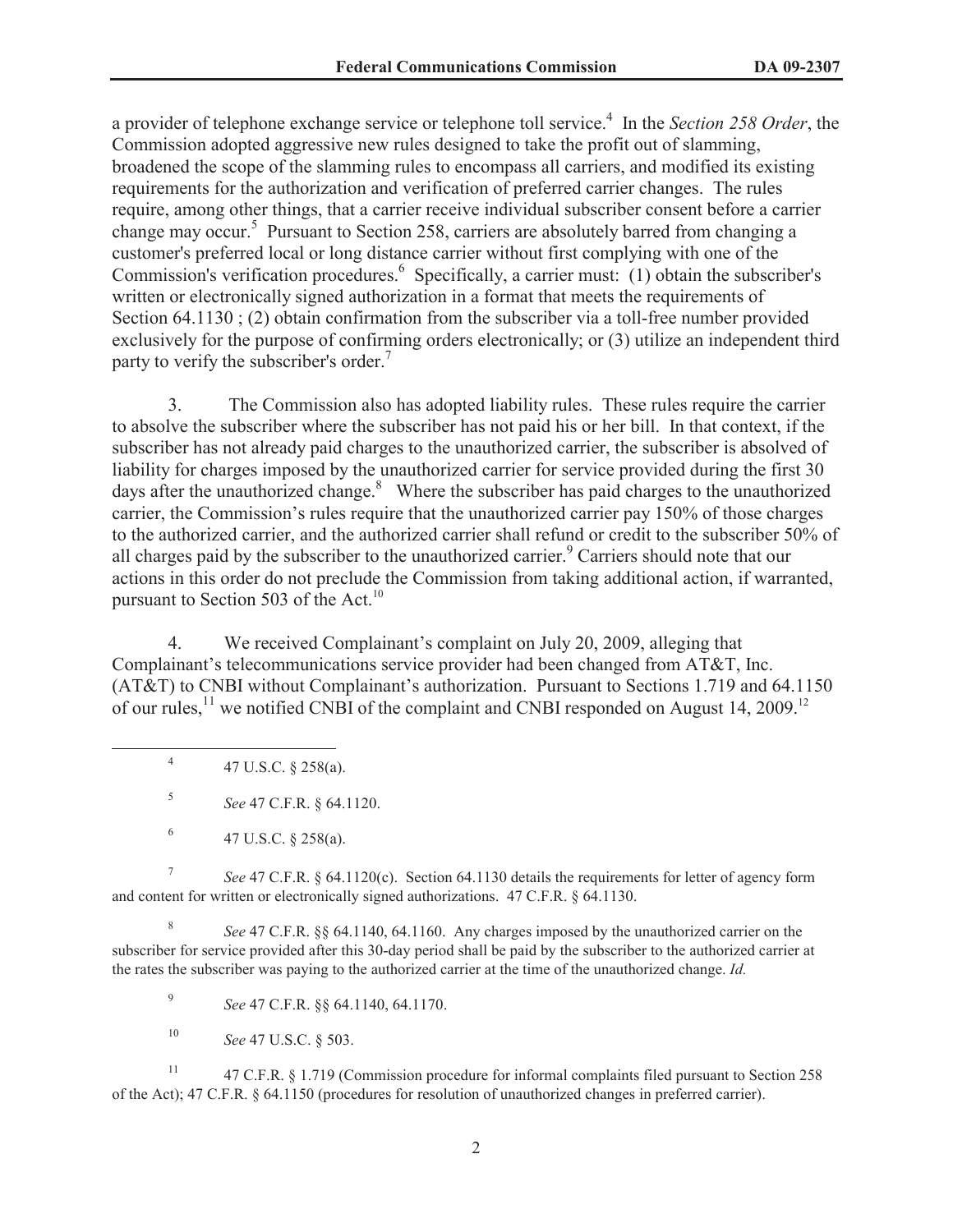a provider of telephone exchange service or telephone toll service.[4] In the *Section 258 Order*, the Commission adopted aggressive new rules designed to take the profit out of slamming, broadened the scope of the slamming rules to encompass all carriers, and modified its existing requirements for the authorization and verification of preferred carrier changes. The rules require, among other things, that a carrier receive individual subscriber consent before a carrier change may occur.[5] Pursuant to Section 258, carriers are absolutely barred from changing a customer's preferred local or long distance carrier without first complying with one of the Commission's verification procedures.[6] Specifically, a carrier must: (1) obtain the subscriber's written or electronically signed authorization in a format that meets the requirements of Section 64.1130 ; (2) obtain confirmation from the subscriber via a toll-free number provided exclusively for the purpose of confirming orders electronically; or (3) utilize an independent third party to verify the subscriber's order.[7]

3. The Commission also has adopted liability rules. These rules require the carrier to absolve the subscriber where the subscriber has not paid his or her bill. In that context, if the subscriber has not already paid charges to the unauthorized carrier, the subscriber is absolved of liability for charges imposed by the unauthorized carrier for service provided during the first 30 days after the unauthorized change.[8] Where the subscriber has paid charges to the unauthorized carrier, the Commission's rules require that the unauthorized carrier pay 150% of those charges to the authorized carrier, and the authorized carrier shall refund or credit to the subscriber 50% of all charges paid by the subscriber to the unauthorized carrier.[9] Carriers should note that our actions in this order do not preclude the Commission from taking additional action, if warranted, pursuant to Section 503 of the Act.[10]

4. We received Complainant's complaint on July 20, 2009, alleging that Complainant's telecommunications service provider had been changed from AT&T, Inc. (AT&T) to CNBI without Complainant's authorization. Pursuant to Sections 1.719 and 64.1150 of our rules,[11] we notified CNBI of the complaint and CNBI responded on August 14, 2009.[12]

---

[4] 47 U.S.C. § 258(a).

[5] *See* 47 C.F.R. § 64.1120.

[6] 47 U.S.C. § 258(a).

[7] *See* 47 C.F.R. § 64.1120(c). Section 64.1130 details the requirements for letter of agency form and content for written or electronically signed authorizations. 47 C.F.R. § 64.1130.

[8] *See* 47 C.F.R. §§ 64.1140, 64.1160. Any charges imposed by the unauthorized carrier on the subscriber for service provided after this 30-day period shall be paid by the subscriber to the authorized carrier at the rates the subscriber was paying to the authorized carrier at the time of the unauthorized change. *Id.*

[9] *See* 47 C.F.R. §§ 64.1140, 64.1170.

[10] *See* 47 U.S.C. § 503.

[11] 47 C.F.R. § 1.719 (Commission procedure for informal complaints filed pursuant to Section 258 of the Act); 47 C.F.R. § 64.1150 (procedures for resolution of unauthorized changes in preferred carrier).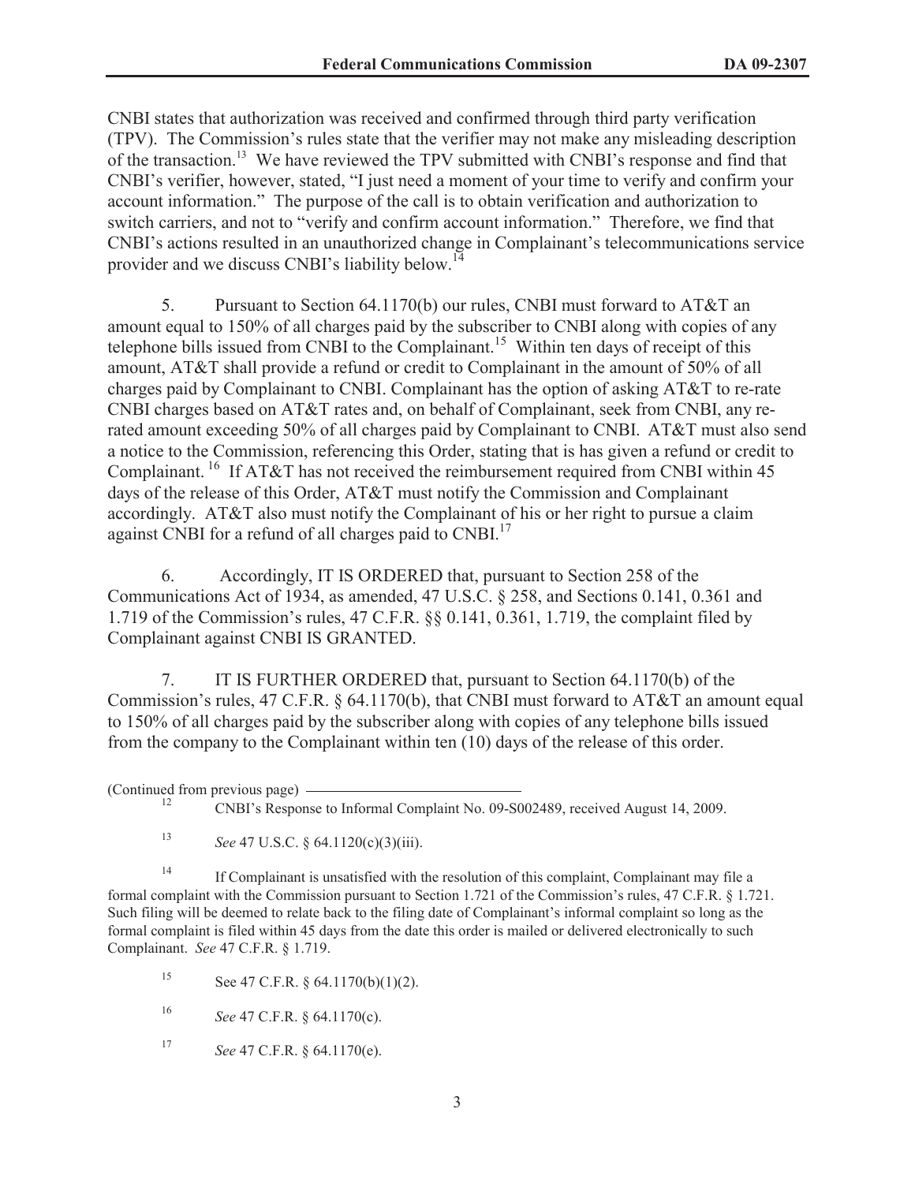CNBI states that authorization was received and confirmed through third party verification (TPV). The Commission's rules state that the verifier may not make any misleading description of the transaction.[13] We have reviewed the TPV submitted with CNBI's response and find that CNBI's verifier, however, stated, "I just need a moment of your time to verify and confirm your account information." The purpose of the call is to obtain verification and authorization to switch carriers, and not to "verify and confirm account information." Therefore, we find that CNBI's actions resulted in an unauthorized change in Complainant's telecommunications service provider and we discuss CNBI's liability below.[14]

5. Pursuant to Section 64.1170(b) our rules, CNBI must forward to AT&T an amount equal to 150% of all charges paid by the subscriber to CNBI along with copies of any telephone bills issued from CNBI to the Complainant.[15] Within ten days of receipt of this amount, AT&T shall provide a refund or credit to Complainant in the amount of 50% of all charges paid by Complainant to CNBI. Complainant has the option of asking AT&T to re-rate CNBI charges based on AT&T rates and, on behalf of Complainant, seek from CNBI, any re-rated amount exceeding 50% of all charges paid by Complainant to CNBI. AT&T must also send a notice to the Commission, referencing this Order, stating that is has given a refund or credit to Complainant.[16] If AT&T has not received the reimbursement required from CNBI within 45 days of the release of this Order, AT&T must notify the Commission and Complainant accordingly. AT&T also must notify the Complainant of his or her right to pursue a claim against CNBI for a refund of all charges paid to CNBI.[17]

6. Accordingly, IT IS ORDERED that, pursuant to Section 258 of the Communications Act of 1934, as amended, 47 U.S.C. § 258, and Sections 0.141, 0.361 and 1.719 of the Commission's rules, 47 C.F.R. §§ 0.141, 0.361, 1.719, the complaint filed by Complainant against CNBI IS GRANTED.

7. IT IS FURTHER ORDERED that, pursuant to Section 64.1170(b) of the Commission's rules, 47 C.F.R. § 64.1170(b), that CNBI must forward to AT&T an amount equal to 150% of all charges paid by the subscriber along with copies of any telephone bills issued from the company to the Complainant within ten (10) days of the release of this order.

(Continued from previous page)

[12] CNBI's Response to Informal Complaint No. 09-S002489, received August 14, 2009.

[13] *See* 47 U.S.C. § 64.1120(c)(3)(iii).

[14] If Complainant is unsatisfied with the resolution of this complaint, Complainant may file a formal complaint with the Commission pursuant to Section 1.721 of the Commission's rules, 47 C.F.R. § 1.721. Such filing will be deemed to relate back to the filing date of Complainant's informal complaint so long as the formal complaint is filed within 45 days from the date this order is mailed or delivered electronically to such Complainant. *See* 47 C.F.R. § 1.719.

[15] See 47 C.F.R. § 64.1170(b)(1)(2).

[16] *See* 47 C.F.R. § 64.1170(c).

[17] *See* 47 C.F.R. § 64.1170(e).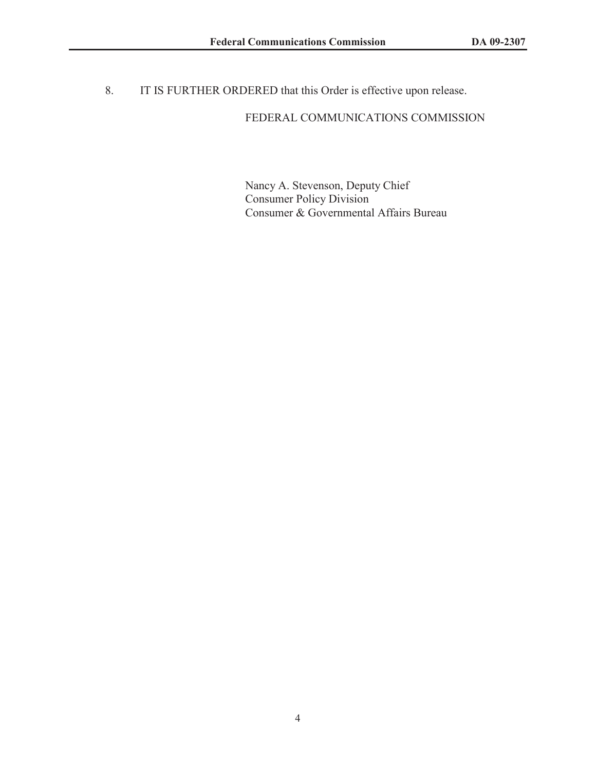8. IT IS FURTHER ORDERED that this Order is effective upon release.

FEDERAL COMMUNICATIONS COMMISSION

Nancy A. Stevenson, Deputy Chief
Consumer Policy Division
Consumer & Governmental Affairs Bureau